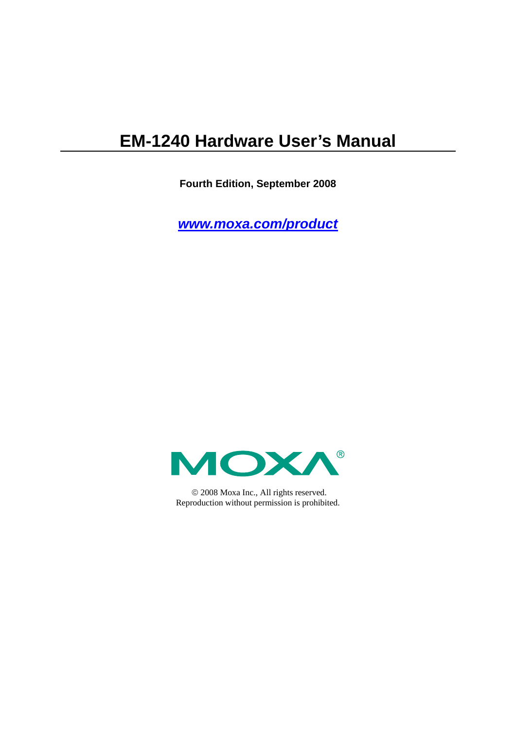# EM-1240 Hardware User's Manual

**Fourth Edition, September 2008**

*www.moxa.com/product*

MOXA®

© 2008 Moxa Inc., All rights reserved.
Reproduction without permission is prohibited.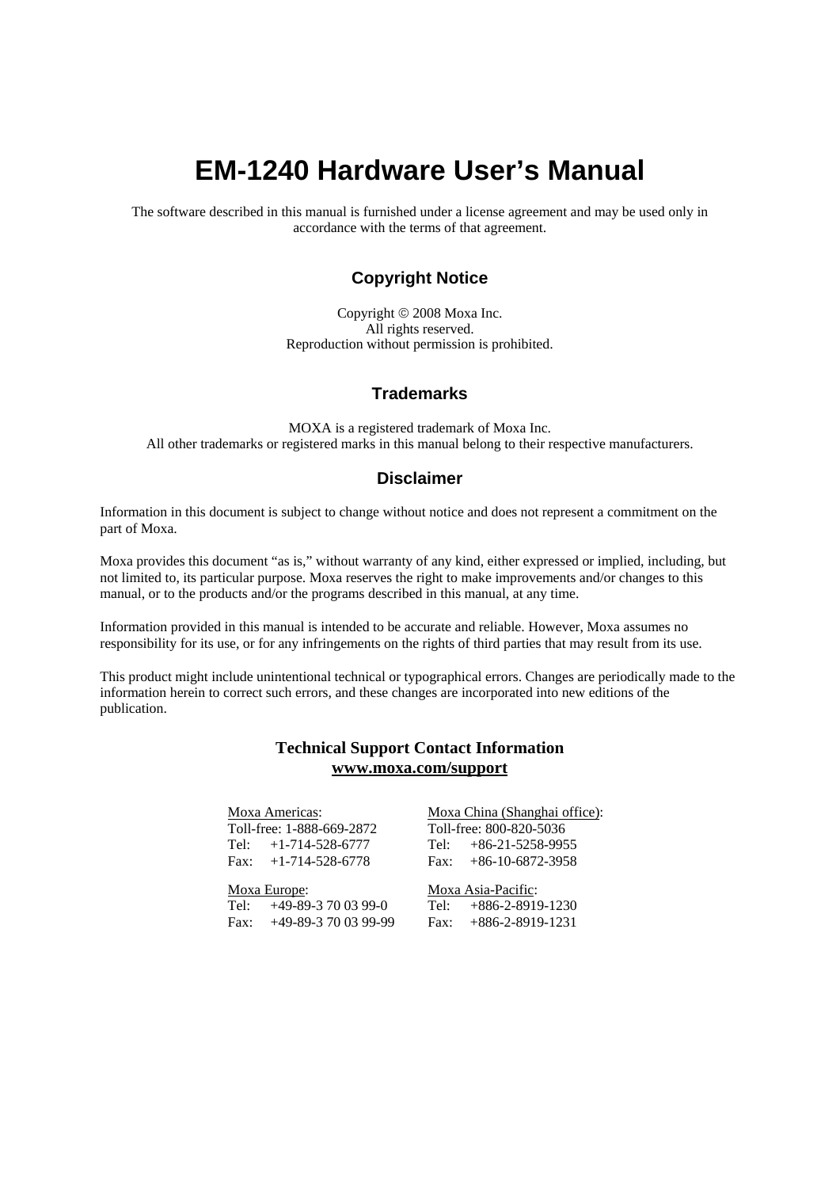# EM-1240 Hardware User's Manual

The software described in this manual is furnished under a license agreement and may be used only in accordance with the terms of that agreement.

## Copyright Notice

Copyright © 2008 Moxa Inc.
All rights reserved.
Reproduction without permission is prohibited.

## Trademarks

MOXA is a registered trademark of Moxa Inc.
All other trademarks or registered marks in this manual belong to their respective manufacturers.

## Disclaimer

Information in this document is subject to change without notice and does not represent a commitment on the part of Moxa.

Moxa provides this document "as is," without warranty of any kind, either expressed or implied, including, but not limited to, its particular purpose. Moxa reserves the right to make improvements and/or changes to this manual, or to the products and/or the programs described in this manual, at any time.

Information provided in this manual is intended to be accurate and reliable. However, Moxa assumes no responsibility for its use, or for any infringements on the rights of third parties that may result from its use.

This product might include unintentional technical or typographical errors. Changes are periodically made to the information herein to correct such errors, and these changes are incorporated into new editions of the publication.

## Technical Support Contact Information

**www.moxa.com/support**

Moxa Americas:
Toll-free: 1-888-669-2872
Tel: +1-714-528-6777
Fax: +1-714-528-6778

Moxa China (Shanghai office):
Toll-free: 800-820-5036
Tel: +86-21-5258-9955
Fax: +86-10-6872-3958

Moxa Europe:
Tel: +49-89-3 70 03 99-0
Fax: +49-89-3 70 03 99-99

Moxa Asia-Pacific:
Tel: +886-2-8919-1230
Fax: +886-2-8919-1231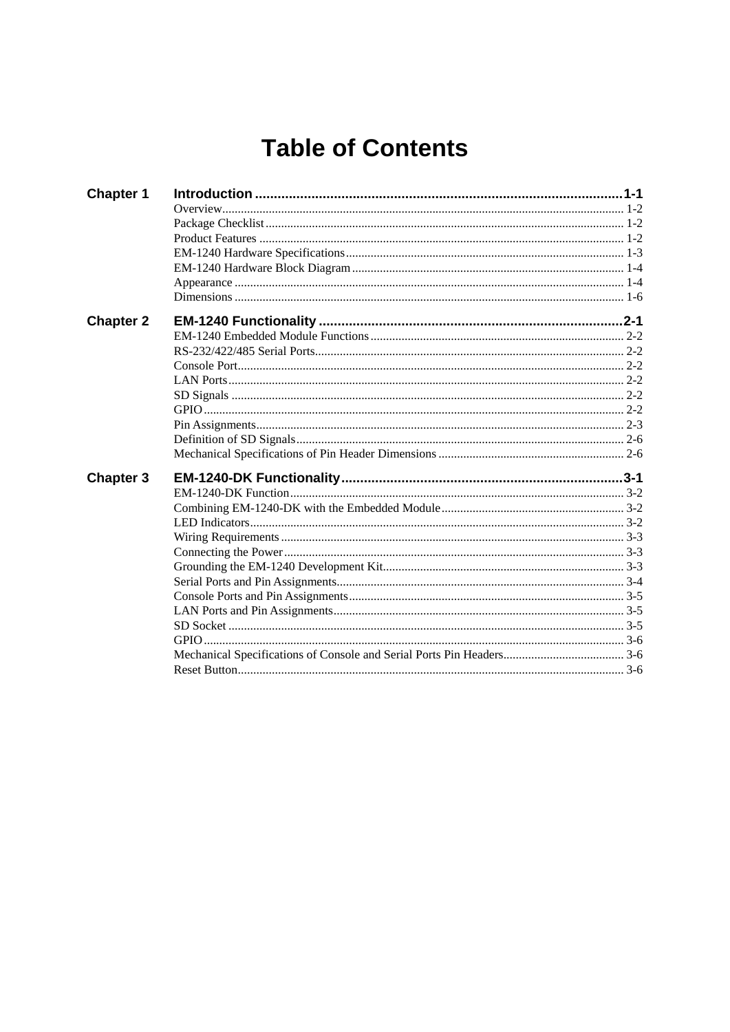# Table of Contents

**Chapter 1 Introduction ........................................ 1-1**

Overview ........................................ 1-2
Package Checklist ........................................ 1-2
Product Features ........................................ 1-2
EM-1240 Hardware Specifications ........................................ 1-3
EM-1240 Hardware Block Diagram ........................................ 1-4
Appearance ........................................ 1-4
Dimensions ........................................ 1-6

**Chapter 2 EM-1240 Functionality ........................................ 2-1**

EM-1240 Embedded Module Functions ........................................ 2-2
RS-232/422/485 Serial Ports ........................................ 2-2
Console Port ........................................ 2-2
LAN Ports ........................................ 2-2
SD Signals ........................................ 2-2
GPIO ........................................ 2-2
Pin Assignments ........................................ 2-3
Definition of SD Signals ........................................ 2-6
Mechanical Specifications of Pin Header Dimensions ........................................ 2-6

**Chapter 3 EM-1240-DK Functionality ........................................ 3-1**

EM-1240-DK Function ........................................ 3-2
Combining EM-1240-DK with the Embedded Module ........................................ 3-2
LED Indicators ........................................ 3-2
Wiring Requirements ........................................ 3-3
Connecting the Power ........................................ 3-3
Grounding the EM-1240 Development Kit ........................................ 3-3
Serial Ports and Pin Assignments ........................................ 3-4
Console Ports and Pin Assignments ........................................ 3-5
LAN Ports and Pin Assignments ........................................ 3-5
SD Socket ........................................ 3-5
GPIO ........................................ 3-6
Mechanical Specifications of Console and Serial Ports Pin Headers ........................................ 3-6
Reset Button ........................................ 3-6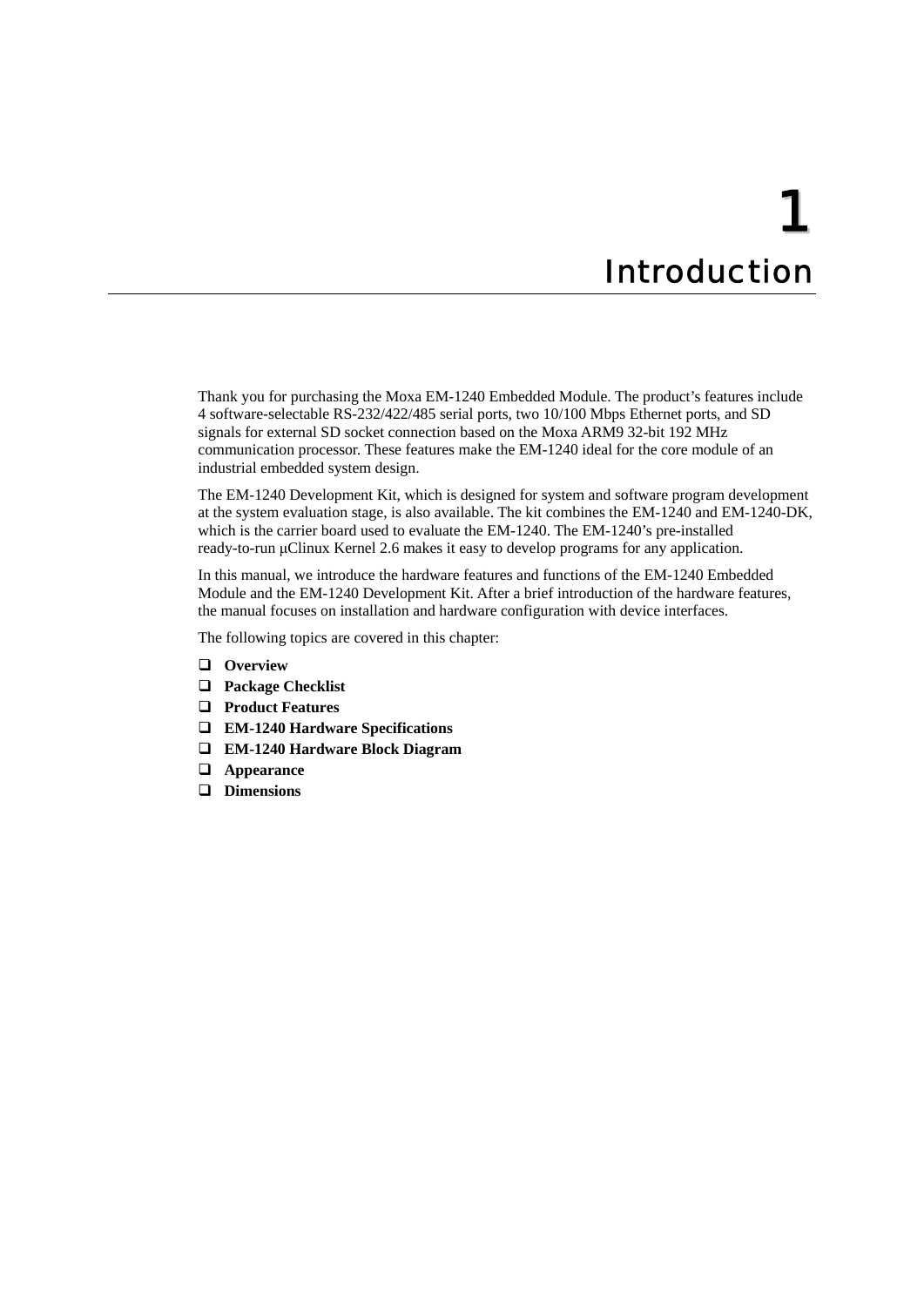# 1 Introduction

Thank you for purchasing the Moxa EM-1240 Embedded Module. The product's features include 4 software-selectable RS-232/422/485 serial ports, two 10/100 Mbps Ethernet ports, and SD signals for external SD socket connection based on the Moxa ARM9 32-bit 192 MHz communication processor. These features make the EM-1240 ideal for the core module of an industrial embedded system design.

The EM-1240 Development Kit, which is designed for system and software program development at the system evaluation stage, is also available. The kit combines the EM-1240 and EM-1240-DK, which is the carrier board used to evaluate the EM-1240. The EM-1240's pre-installed ready-to-run μClinux Kernel 2.6 makes it easy to develop programs for any application.

In this manual, we introduce the hardware features and functions of the EM-1240 Embedded Module and the EM-1240 Development Kit. After a brief introduction of the hardware features, the manual focuses on installation and hardware configuration with device interfaces.

The following topics are covered in this chapter:

- **Overview**
- **Package Checklist**
- **Product Features**
- **EM-1240 Hardware Specifications**
- **EM-1240 Hardware Block Diagram**
- **Appearance**
- **Dimensions**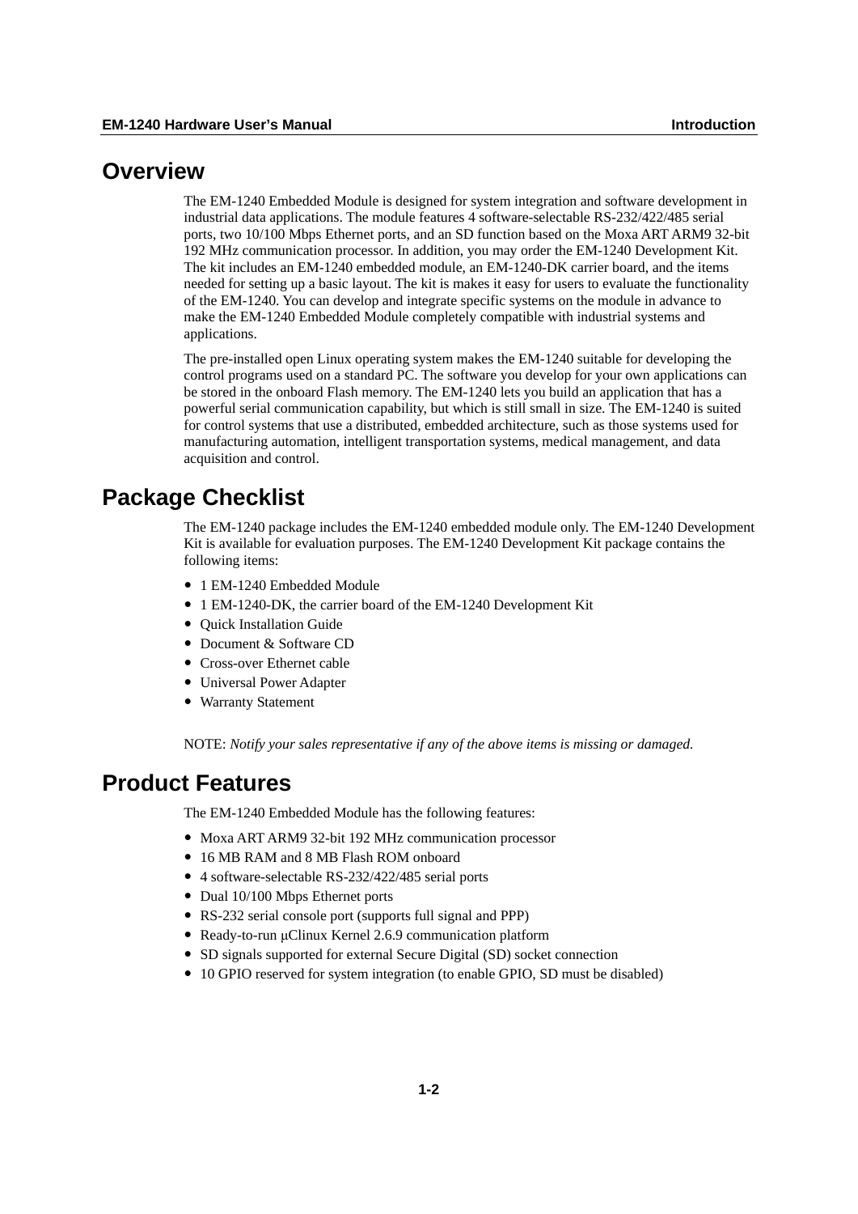## Overview

The EM-1240 Embedded Module is designed for system integration and software development in industrial data applications. The module features 4 software-selectable RS-232/422/485 serial ports, two 10/100 Mbps Ethernet ports, and an SD function based on the Moxa ART ARM9 32-bit 192 MHz communication processor. In addition, you may order the EM-1240 Development Kit. The kit includes an EM-1240 embedded module, an EM-1240-DK carrier board, and the items needed for setting up a basic layout. The kit is makes it easy for users to evaluate the functionality of the EM-1240. You can develop and integrate specific systems on the module in advance to make the EM-1240 Embedded Module completely compatible with industrial systems and applications.

The pre-installed open Linux operating system makes the EM-1240 suitable for developing the control programs used on a standard PC. The software you develop for your own applications can be stored in the onboard Flash memory. The EM-1240 lets you build an application that has a powerful serial communication capability, but which is still small in size. The EM-1240 is suited for control systems that use a distributed, embedded architecture, such as those systems used for manufacturing automation, intelligent transportation systems, medical management, and data acquisition and control.

## Package Checklist

The EM-1240 package includes the EM-1240 embedded module only. The EM-1240 Development Kit is available for evaluation purposes. The EM-1240 Development Kit package contains the following items:

- 1 EM-1240 Embedded Module
- 1 EM-1240-DK, the carrier board of the EM-1240 Development Kit
- Quick Installation Guide
- Document & Software CD
- Cross-over Ethernet cable
- Universal Power Adapter
- Warranty Statement

NOTE: *Notify your sales representative if any of the above items is missing or damaged.*

## Product Features

The EM-1240 Embedded Module has the following features:

- Moxa ART ARM9 32-bit 192 MHz communication processor
- 16 MB RAM and 8 MB Flash ROM onboard
- 4 software-selectable RS-232/422/485 serial ports
- Dual 10/100 Mbps Ethernet ports
- RS-232 serial console port (supports full signal and PPP)
- Ready-to-run μClinux Kernel 2.6.9 communication platform
- SD signals supported for external Secure Digital (SD) socket connection
- 10 GPIO reserved for system integration (to enable GPIO, SD must be disabled)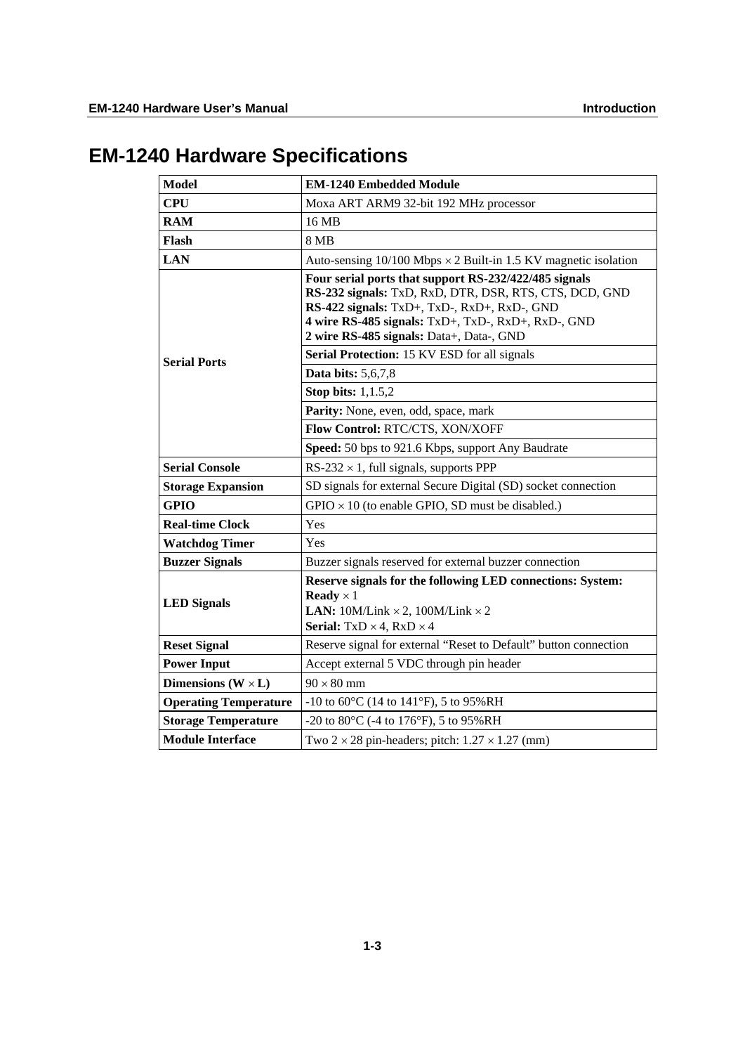# EM-1240 Hardware Specifications

| **Model** | **EM-1240 Embedded Module** |
|---|---|
| **CPU** | Moxa ART ARM9 32-bit 192 MHz processor |
| **RAM** | 16 MB |
| **Flash** | 8 MB |
| **LAN** | Auto-sensing 10/100 Mbps × 2 Built-in 1.5 KV magnetic isolation |
| **Serial Ports** | **Four serial ports that support RS-232/422/485 signals**<br>**RS-232 signals:** TxD, RxD, DTR, DSR, RTS, CTS, DCD, GND<br>**RS-422 signals:** TxD+, TxD-, RxD+, RxD-, GND<br>**4 wire RS-485 signals:** TxD+, TxD-, RxD+, RxD-, GND<br>**2 wire RS-485 signals:** Data+, Data-, GND |
| | **Serial Protection:** 15 KV ESD for all signals |
| | **Data bits:** 5,6,7,8 |
| | **Stop bits:** 1,1.5,2 |
| | **Parity:** None, even, odd, space, mark |
| | **Flow Control:** RTC/CTS, XON/XOFF |
| | **Speed:** 50 bps to 921.6 Kbps, support Any Baudrate |
| **Serial Console** | RS-232 × 1, full signals, supports PPP |
| **Storage Expansion** | SD signals for external Secure Digital (SD) socket connection |
| **GPIO** | GPIO × 10 (to enable GPIO, SD must be disabled.) |
| **Real-time Clock** | Yes |
| **Watchdog Timer** | Yes |
| **Buzzer Signals** | Buzzer signals reserved for external buzzer connection |
| **LED Signals** | **Reserve signals for the following LED connections: System: Ready** × 1<br>**LAN:** 10M/Link × 2, 100M/Link × 2<br>**Serial:** TxD × 4, RxD × 4 |
| **Reset Signal** | Reserve signal for external "Reset to Default" button connection |
| **Power Input** | Accept external 5 VDC through pin header |
| **Dimensions (W × L)** | 90 × 80 mm |
| **Operating Temperature** | -10 to 60°C (14 to 141°F), 5 to 95%RH |
| **Storage Temperature** | -20 to 80°C (-4 to 176°F), 5 to 95%RH |
| **Module Interface** | Two 2 × 28 pin-headers; pitch: 1.27 × 1.27 (mm) |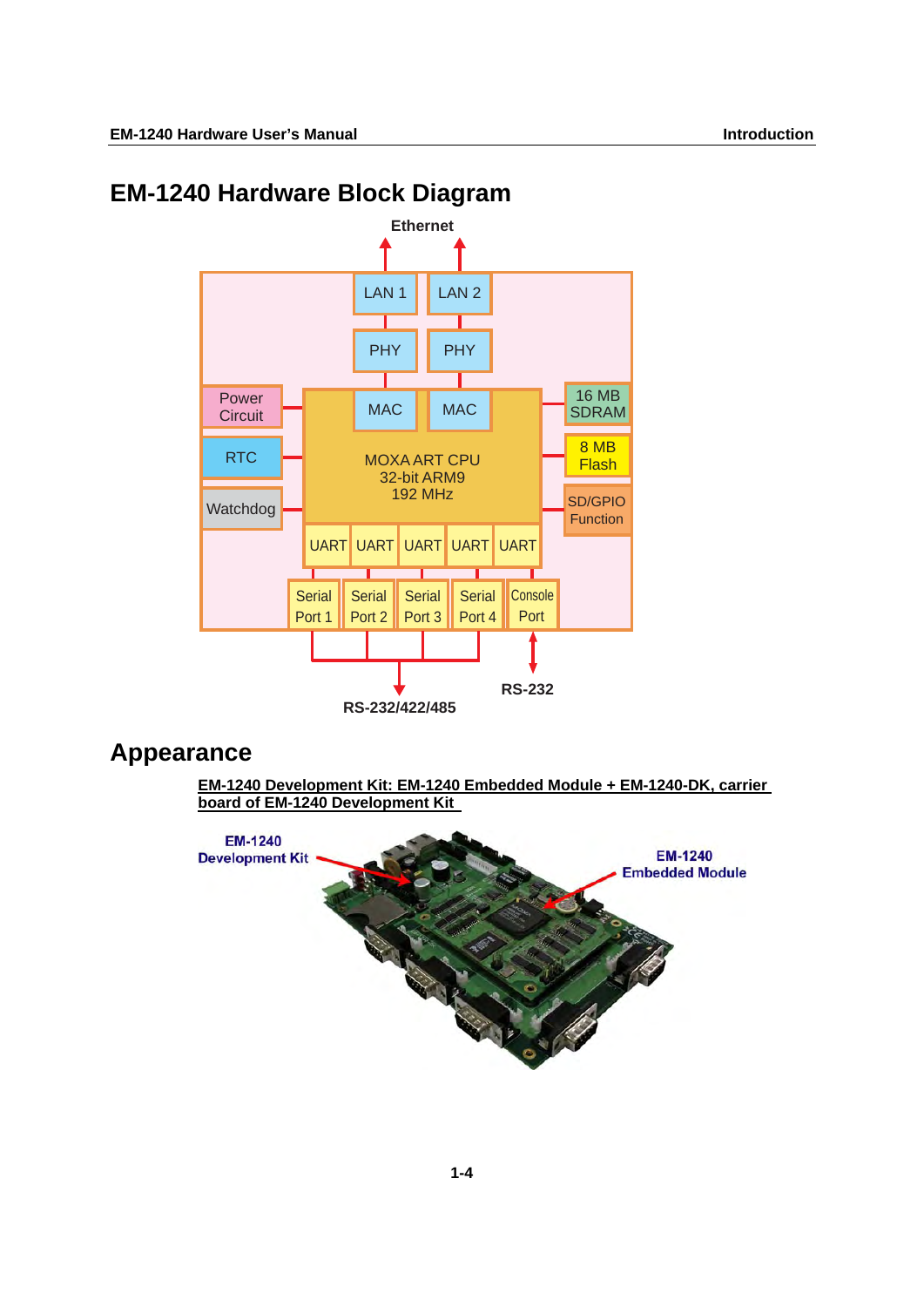## EM-1240 Hardware Block Diagram

## Appearance

EM-1240 Development Kit: EM-1240 Embedded Module + EM-1240-DK, carrier board of EM-1240 Development Kit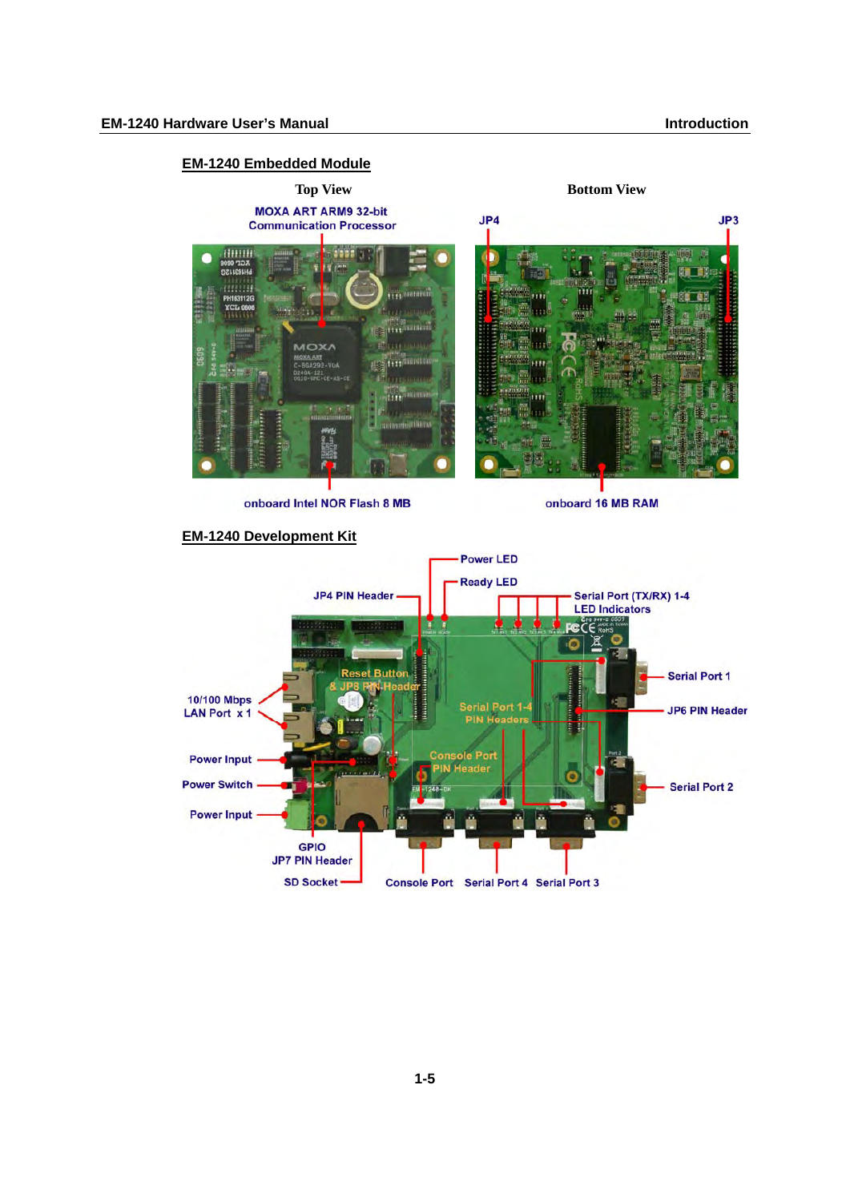## EM-1240 Embedded Module

Top View

MOXA ART ARM9 32-bit Communication Processor

onboard Intel NOR Flash 8 MB

Bottom View

JP4

JP3

onboard 16 MB RAM

## EM-1240 Development Kit

Power LED

Ready LED

JP4 PIN Header

Serial Port (TX/RX) 1-4 LED Indicators

Reset Button & JP8 PIN Header

10/100 Mbps LAN Port x 1

Serial Port 1-4 PIN Headers

Serial Port 1

JP6 PIN Header

Console Port PIN Header

Power Input

Power Switch

Serial Port 2

Power Input

GPIO JP7 PIN Header

SD Socket

Console Port

Serial Port 4

Serial Port 3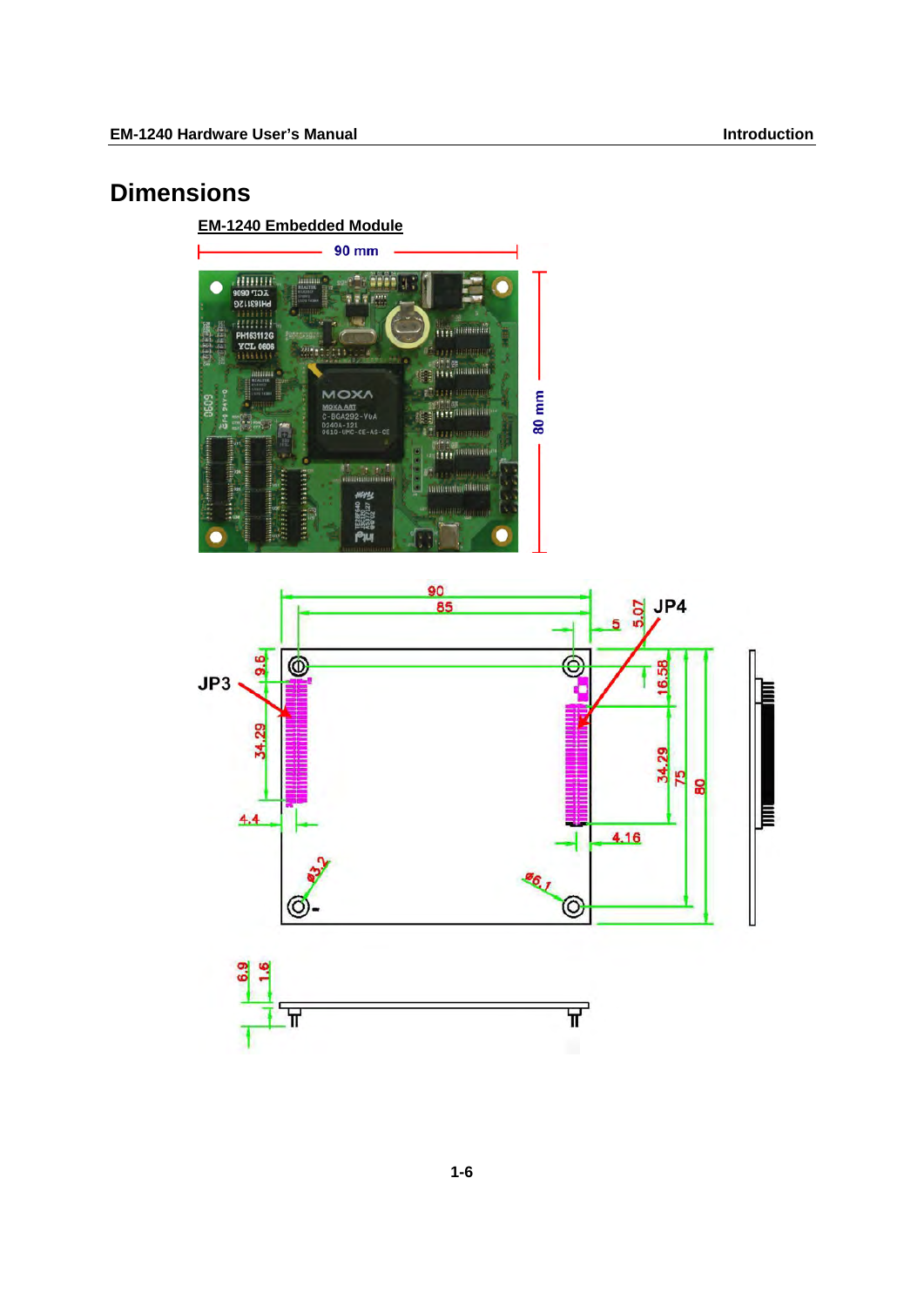# Dimensions

**EM-1240 Embedded Module**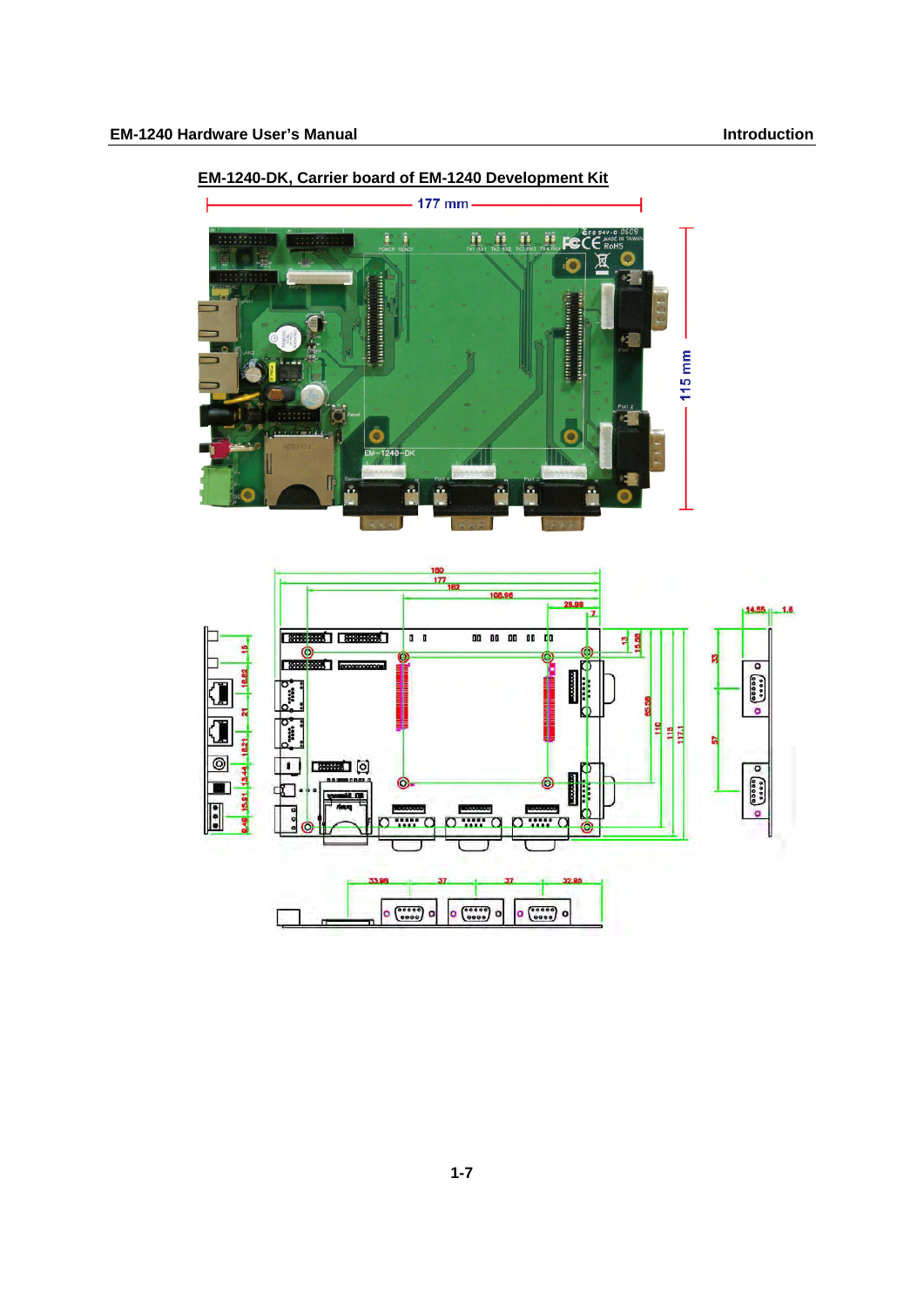## EM-1240-DK, Carrier board of EM-1240 Development Kit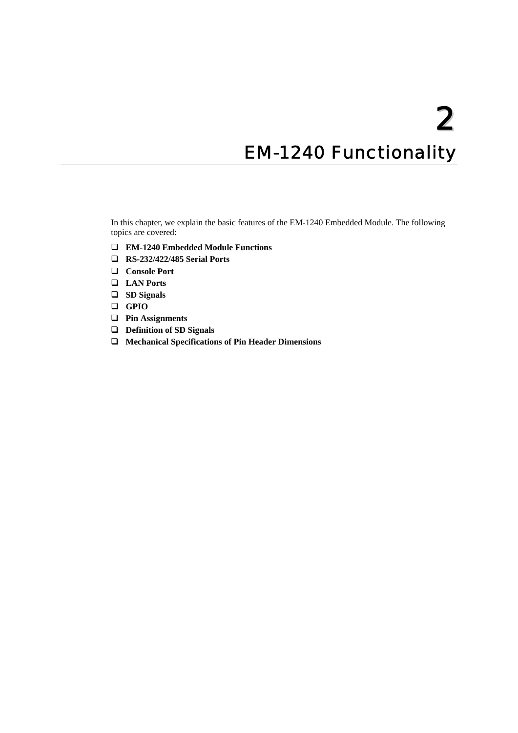# 2

# EM-1240 Functionality

In this chapter, we explain the basic features of the EM-1240 Embedded Module. The following topics are covered:

- **EM-1240 Embedded Module Functions**
- **RS-232/422/485 Serial Ports**
- **Console Port**
- **LAN Ports**
- **SD Signals**
- **GPIO**
- **Pin Assignments**
- **Definition of SD Signals**
- **Mechanical Specifications of Pin Header Dimensions**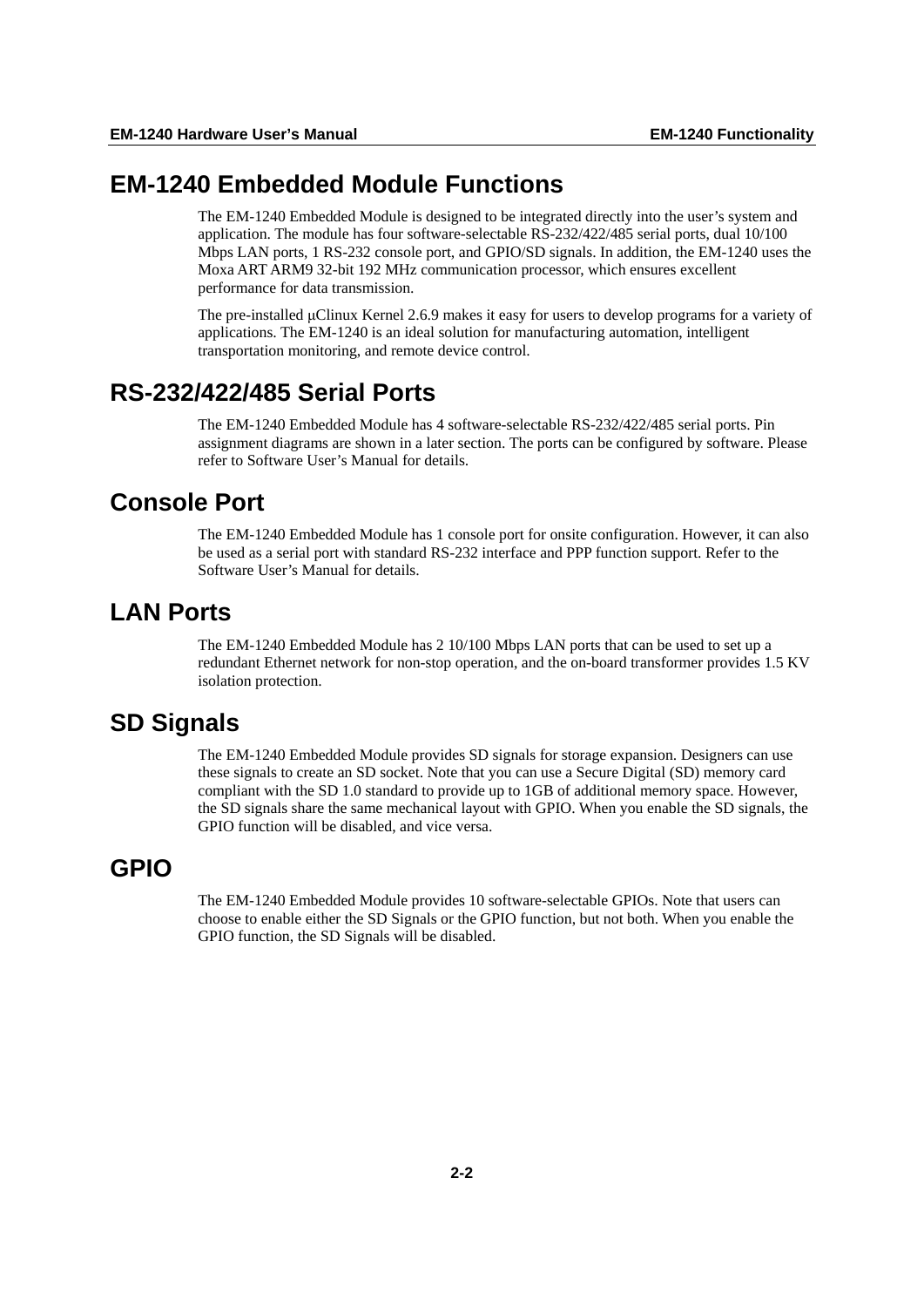# EM-1240 Embedded Module Functions

The EM-1240 Embedded Module is designed to be integrated directly into the user's system and application. The module has four software-selectable RS-232/422/485 serial ports, dual 10/100 Mbps LAN ports, 1 RS-232 console port, and GPIO/SD signals. In addition, the EM-1240 uses the Moxa ART ARM9 32-bit 192 MHz communication processor, which ensures excellent performance for data transmission.

The pre-installed μClinux Kernel 2.6.9 makes it easy for users to develop programs for a variety of applications. The EM-1240 is an ideal solution for manufacturing automation, intelligent transportation monitoring, and remote device control.

# RS-232/422/485 Serial Ports

The EM-1240 Embedded Module has 4 software-selectable RS-232/422/485 serial ports. Pin assignment diagrams are shown in a later section. The ports can be configured by software. Please refer to Software User's Manual for details.

# Console Port

The EM-1240 Embedded Module has 1 console port for onsite configuration. However, it can also be used as a serial port with standard RS-232 interface and PPP function support. Refer to the Software User's Manual for details.

# LAN Ports

The EM-1240 Embedded Module has 2 10/100 Mbps LAN ports that can be used to set up a redundant Ethernet network for non-stop operation, and the on-board transformer provides 1.5 KV isolation protection.

# SD Signals

The EM-1240 Embedded Module provides SD signals for storage expansion. Designers can use these signals to create an SD socket. Note that you can use a Secure Digital (SD) memory card compliant with the SD 1.0 standard to provide up to 1GB of additional memory space. However, the SD signals share the same mechanical layout with GPIO. When you enable the SD signals, the GPIO function will be disabled, and vice versa.

# GPIO

The EM-1240 Embedded Module provides 10 software-selectable GPIOs. Note that users can choose to enable either the SD Signals or the GPIO function, but not both. When you enable the GPIO function, the SD Signals will be disabled.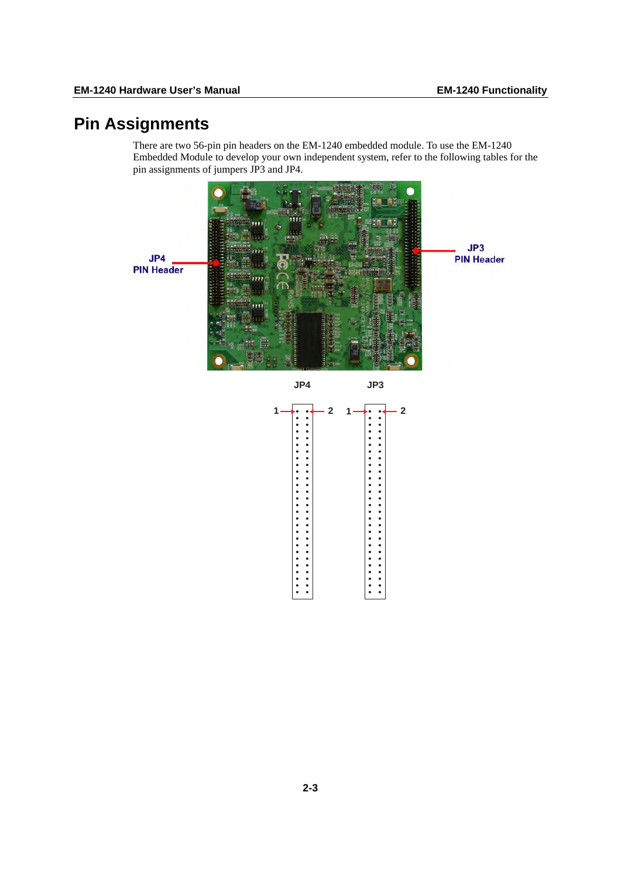# Pin Assignments

There are two 56-pin pin headers on the EM-1240 embedded module. To use the EM-1240 Embedded Module to develop your own independent system, refer to the following tables for the pin assignments of jumpers JP3 and JP4.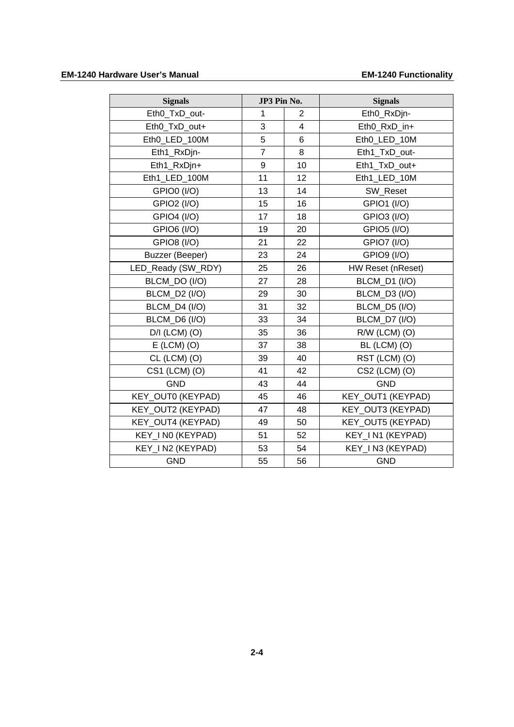| Signals | JP3 Pin No. | | Signals |
|---|---|---|---|
| Eth0_TxD_out- | 1 | 2 | Eth0_RxDjn- |
| Eth0_TxD_out+ | 3 | 4 | Eth0_RxD_in+ |
| Eth0_LED_100M | 5 | 6 | Eth0_LED_10M |
| Eth1_RxDjn- | 7 | 8 | Eth1_TxD_out- |
| Eth1_RxDjn+ | 9 | 10 | Eth1_TxD_out+ |
| Eth1_LED_100M | 11 | 12 | Eth1_LED_10M |
| GPIO0 (I/O) | 13 | 14 | SW_Reset |
| GPIO2 (I/O) | 15 | 16 | GPIO1 (I/O) |
| GPIO4 (I/O) | 17 | 18 | GPIO3 (I/O) |
| GPIO6 (I/O) | 19 | 20 | GPIO5 (I/O) |
| GPIO8 (I/O) | 21 | 22 | GPIO7 (I/O) |
| Buzzer (Beeper) | 23 | 24 | GPIO9 (I/O) |
| LED_Ready (SW_RDY) | 25 | 26 | HW Reset (nReset) |
| BLCM_DO (I/O) | 27 | 28 | BLCM_D1 (I/O) |
| BLCM_D2 (I/O) | 29 | 30 | BLCM_D3 (I/O) |
| BLCM_D4 (I/O) | 31 | 32 | BLCM_D5 (I/O) |
| BLCM_D6 (I/O) | 33 | 34 | BLCM_D7 (I/O) |
| D/I (LCM) (O) | 35 | 36 | R/W (LCM) (O) |
| E (LCM) (O) | 37 | 38 | BL (LCM) (O) |
| CL (LCM) (O) | 39 | 40 | RST (LCM) (O) |
| CS1 (LCM) (O) | 41 | 42 | CS2 (LCM) (O) |
| GND | 43 | 44 | GND |
| KEY_OUT0 (KEYPAD) | 45 | 46 | KEY_OUT1 (KEYPAD) |
| KEY_OUT2 (KEYPAD) | 47 | 48 | KEY_OUT3 (KEYPAD) |
| KEY_OUT4 (KEYPAD) | 49 | 50 | KEY_OUT5 (KEYPAD) |
| KEY_I N0 (KEYPAD) | 51 | 52 | KEY_I N1 (KEYPAD) |
| KEY_I N2 (KEYPAD) | 53 | 54 | KEY_I N3 (KEYPAD) |
| GND | 55 | 56 | GND |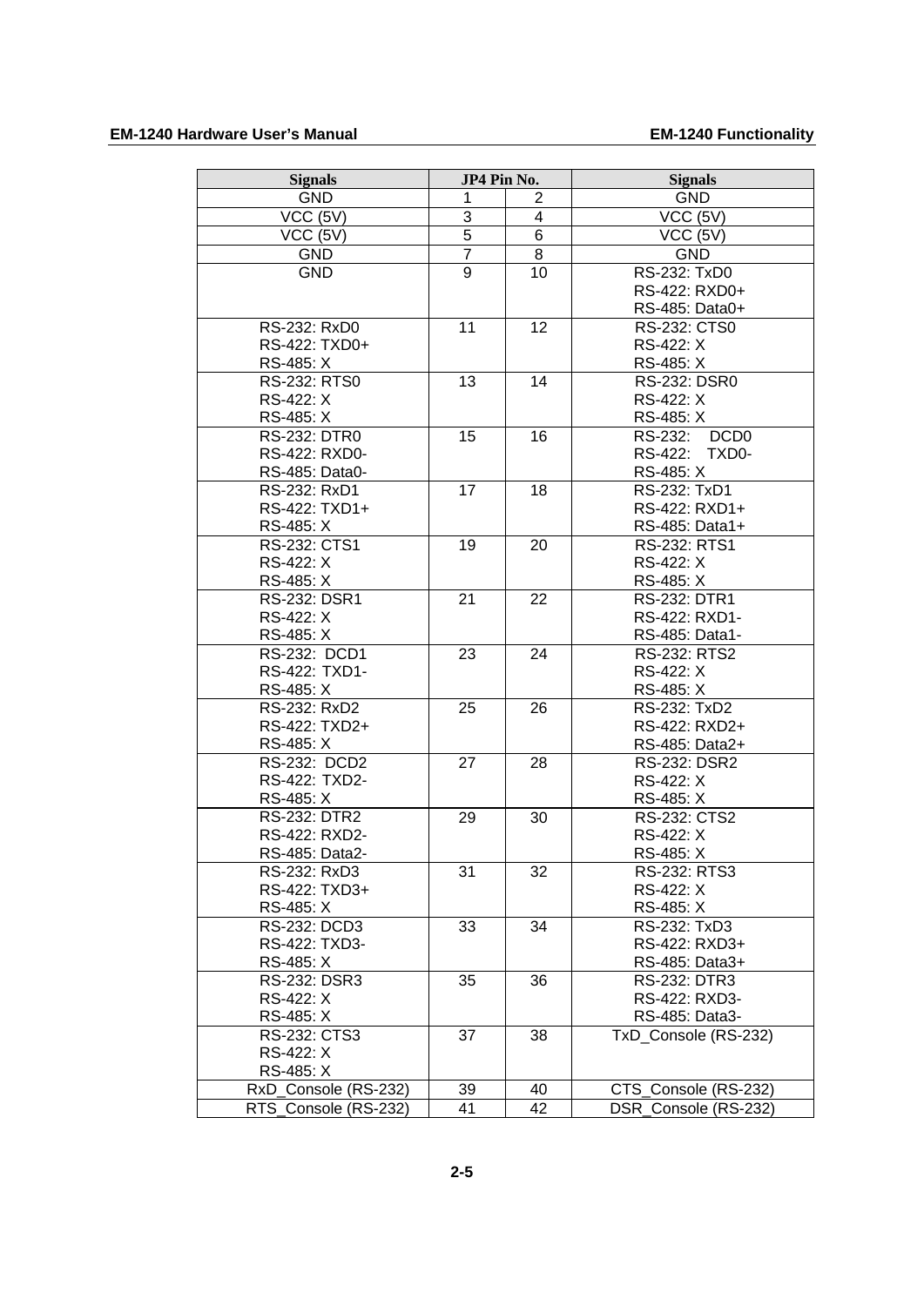| Signals | JP4 Pin No. | | Signals |
|---|---|---|---|
| GND | 1 | 2 | GND |
| VCC (5V) | 3 | 4 | VCC (5V) |
| VCC (5V) | 5 | 6 | VCC (5V) |
| GND | 7 | 8 | GND |
| GND | 9 | 10 | RS-232: TxD0<br>RS-422: RXD0+<br>RS-485: Data0+ |
| RS-232: RxD0<br>RS-422: TXD0+<br>RS-485: X | 11 | 12 | RS-232: CTS0<br>RS-422: X<br>RS-485: X |
| RS-232: RTS0<br>RS-422: X<br>RS-485: X | 13 | 14 | RS-232: DSR0<br>RS-422: X<br>RS-485: X |
| RS-232: DTR0<br>RS-422: RXD0-<br>RS-485: Data0- | 15 | 16 | RS-232: DCD0<br>RS-422: TXD0-<br>RS-485: X |
| RS-232: RxD1<br>RS-422: TXD1+<br>RS-485: X | 17 | 18 | RS-232: TxD1<br>RS-422: RXD1+<br>RS-485: Data1+ |
| RS-232: CTS1<br>RS-422: X<br>RS-485: X | 19 | 20 | RS-232: RTS1<br>RS-422: X<br>RS-485: X |
| RS-232: DSR1<br>RS-422: X<br>RS-485: X | 21 | 22 | RS-232: DTR1<br>RS-422: RXD1-<br>RS-485: Data1- |
| RS-232: DCD1<br>RS-422: TXD1-<br>RS-485: X | 23 | 24 | RS-232: RTS2<br>RS-422: X<br>RS-485: X |
| RS-232: RxD2<br>RS-422: TXD2+<br>RS-485: X | 25 | 26 | RS-232: TxD2<br>RS-422: RXD2+<br>RS-485: Data2+ |
| RS-232: DCD2<br>RS-422: TXD2-<br>RS-485: X | 27 | 28 | RS-232: DSR2<br>RS-422: X<br>RS-485: X |
| RS-232: DTR2<br>RS-422: RXD2-<br>RS-485: Data2- | 29 | 30 | RS-232: CTS2<br>RS-422: X<br>RS-485: X |
| RS-232: RxD3<br>RS-422: TXD3+<br>RS-485: X | 31 | 32 | RS-232: RTS3<br>RS-422: X<br>RS-485: X |
| RS-232: DCD3<br>RS-422: TXD3-<br>RS-485: X | 33 | 34 | RS-232: TxD3<br>RS-422: RXD3+<br>RS-485: Data3+ |
| RS-232: DSR3<br>RS-422: X<br>RS-485: X | 35 | 36 | RS-232: DTR3<br>RS-422: RXD3-<br>RS-485: Data3- |
| RS-232: CTS3<br>RS-422: X<br>RS-485: X | 37 | 38 | TxD_Console (RS-232) |
| RxD_Console (RS-232) | 39 | 40 | CTS_Console (RS-232) |
| RTS_Console (RS-232) | 41 | 42 | DSR_Console (RS-232) |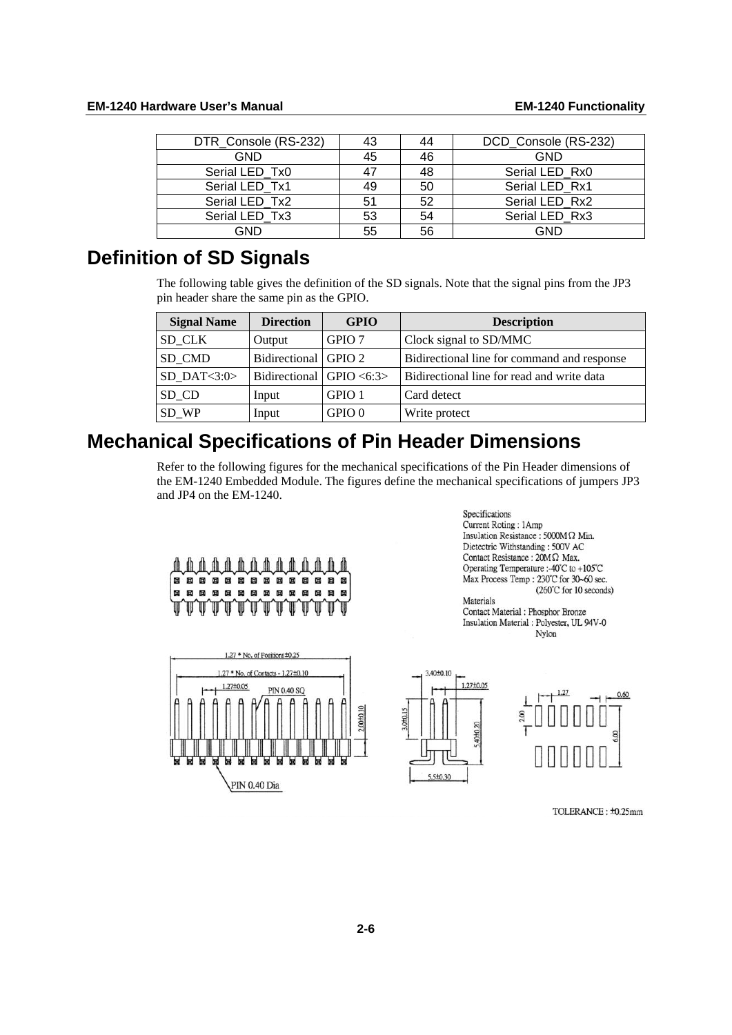| DTR_Console (RS-232) | 43 | 44 | DCD_Console (RS-232) |
|---|---|---|---|
| GND | 45 | 46 | GND |
| Serial LED_Tx0 | 47 | 48 | Serial LED_Rx0 |
| Serial LED_Tx1 | 49 | 50 | Serial LED_Rx1 |
| Serial LED_Tx2 | 51 | 52 | Serial LED_Rx2 |
| Serial LED_Tx3 | 53 | 54 | Serial LED_Rx3 |
| GND | 55 | 56 | GND |

## Definition of SD Signals

The following table gives the definition of the SD signals. Note that the signal pins from the JP3 pin header share the same pin as the GPIO.

| Signal Name | Direction | GPIO | Description |
|---|---|---|---|
| SD_CLK | Output | GPIO 7 | Clock signal to SD/MMC |
| SD_CMD | Bidirectional | GPIO 2 | Bidirectional line for command and response |
| SD_DAT<3:0> | Bidirectional | GPIO <6:3> | Bidirectional line for read and write data |
| SD_CD | Input | GPIO 1 | Card detect |
| SD_WP | Input | GPIO 0 | Write protect |

## Mechanical Specifications of Pin Header Dimensions

Refer to the following figures for the mechanical specifications of the Pin Header dimensions of the EM-1240 Embedded Module. The figures define the mechanical specifications of jumpers JP3 and JP4 on the EM-1240.

Specifications
Current Roting : 1Amp
Insulation Resistance : 5000MΩ Min.
Dietectric Withstanding : 500V AC
Contact Resistance : 20MΩ Max.
Operating Temperature :-40°C to +105°C
Max Process Temp : 230°C for 30~60 sec.
(260°C for 10 seconds)
Materials
Contact Material : Phosphor Bronze
Insulation Material : Polyester, UL 94V-0
Nylon

1.27 * No. of Positions±0.25
1.27 * No. of Contacts - 1.27±0.10
1.27±0.05
PIN 0.40 SQ
2.00±0.10
PIN 0.40 Dia

3.40±0.10
1.27±0.05
3.0±0.15
5.40±0.20
5.5±0.30

1.27
0.60
2.00
6.00

TOLERANCE : ±0.25mm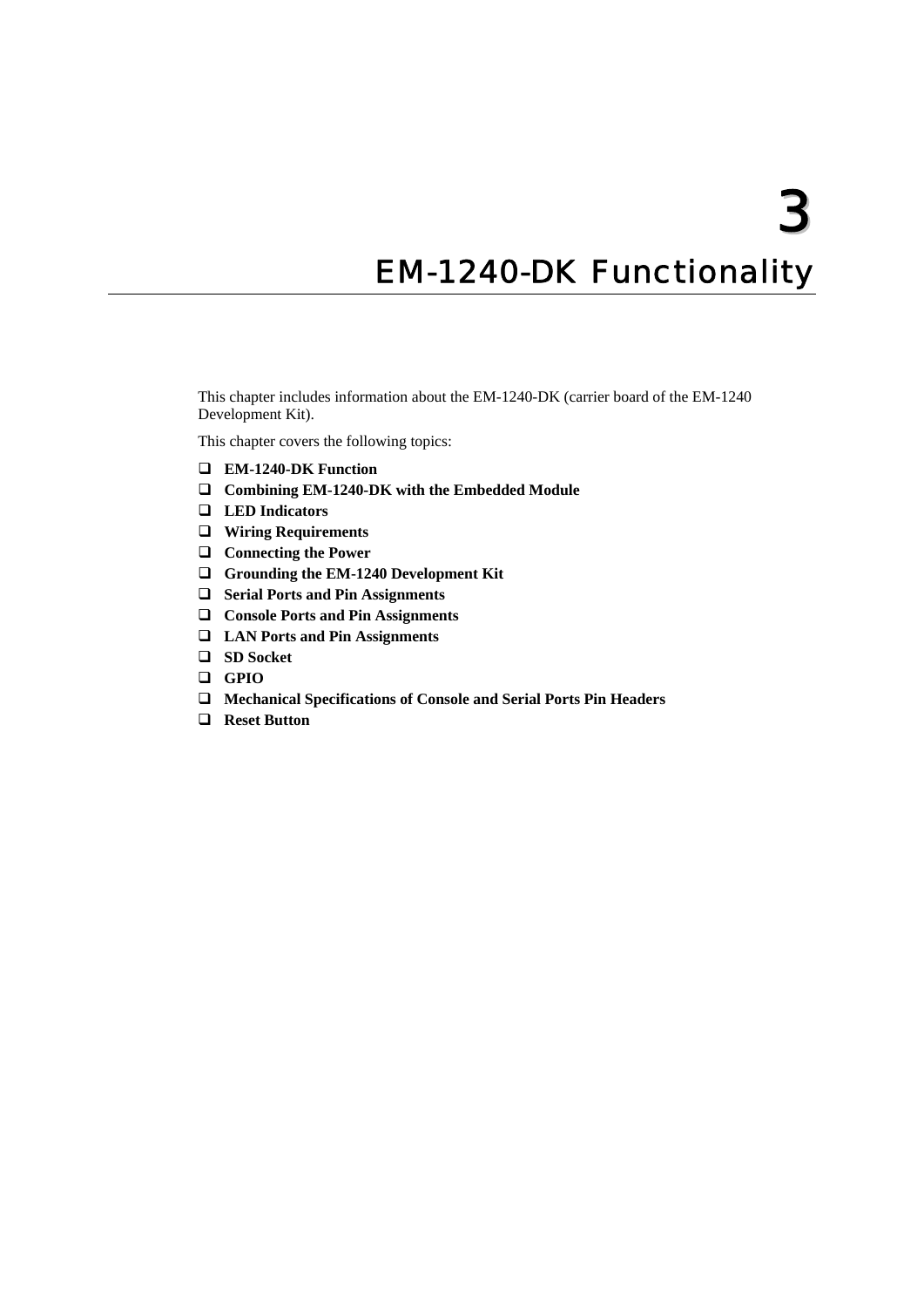# 3 EM-1240-DK Functionality

This chapter includes information about the EM-1240-DK (carrier board of the EM-1240 Development Kit).

This chapter covers the following topics:

- ❑ **EM-1240-DK Function**
- ❑ **Combining EM-1240-DK with the Embedded Module**
- ❑ **LED Indicators**
- ❑ **Wiring Requirements**
- ❑ **Connecting the Power**
- ❑ **Grounding the EM-1240 Development Kit**
- ❑ **Serial Ports and Pin Assignments**
- ❑ **Console Ports and Pin Assignments**
- ❑ **LAN Ports and Pin Assignments**
- ❑ **SD Socket**
- ❑ **GPIO**
- ❑ **Mechanical Specifications of Console and Serial Ports Pin Headers**
- ❑ **Reset Button**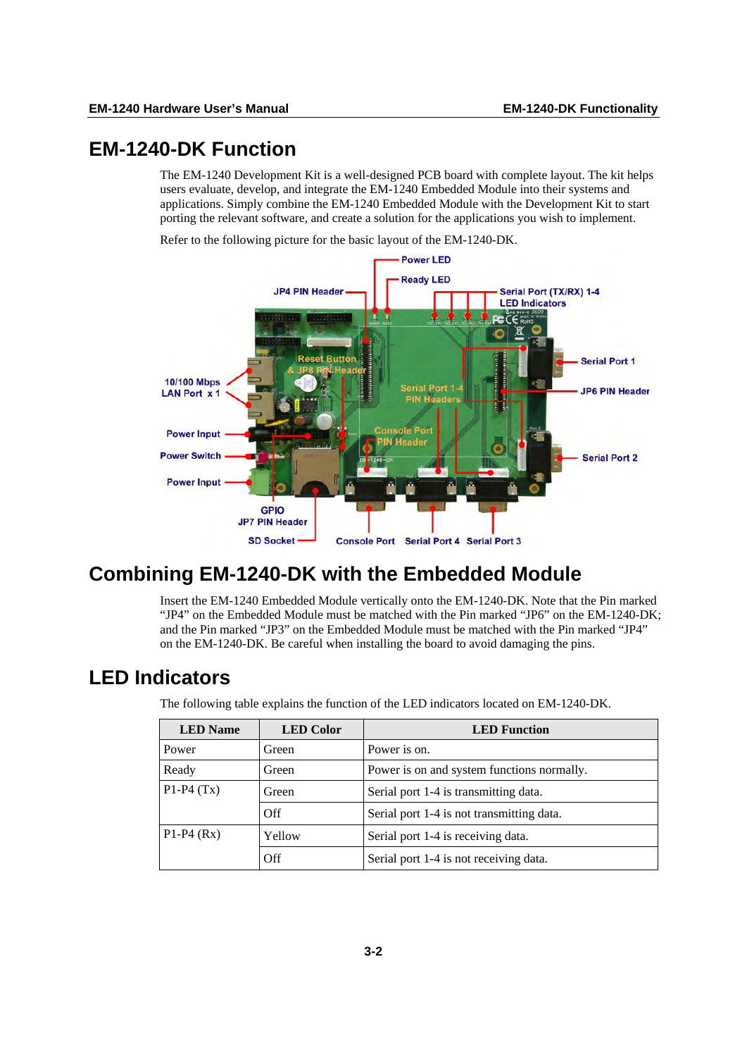# EM-1240-DK Function

The EM-1240 Development Kit is a well-designed PCB board with complete layout. The kit helps users evaluate, develop, and integrate the EM-1240 Embedded Module into their systems and applications. Simply combine the EM-1240 Embedded Module with the Development Kit to start porting the relevant software, and create a solution for the applications you wish to implement.

Refer to the following picture for the basic layout of the EM-1240-DK.

# Combining EM-1240-DK with the Embedded Module

Insert the EM-1240 Embedded Module vertically onto the EM-1240-DK. Note that the Pin marked "JP4" on the Embedded Module must be matched with the Pin marked "JP6" on the EM-1240-DK; and the Pin marked "JP3" on the Embedded Module must be matched with the Pin marked "JP4" on the EM-1240-DK. Be careful when installing the board to avoid damaging the pins.

# LED Indicators

The following table explains the function of the LED indicators located on EM-1240-DK.

| LED Name | LED Color | LED Function |
|---|---|---|
| Power | Green | Power is on. |
| Ready | Green | Power is on and system functions normally. |
| P1-P4 (Tx) | Green | Serial port 1-4 is transmitting data. |
| | Off | Serial port 1-4 is not transmitting data. |
| P1-P4 (Rx) | Yellow | Serial port 1-4 is receiving data. |
| | Off | Serial port 1-4 is not receiving data. |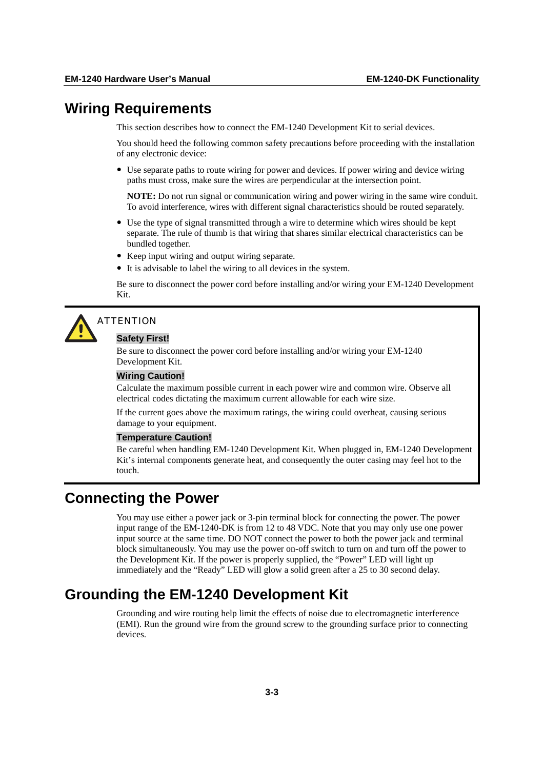# Wiring Requirements

This section describes how to connect the EM-1240 Development Kit to serial devices.

You should heed the following common safety precautions before proceeding with the installation of any electronic device:

- Use separate paths to route wiring for power and devices. If power wiring and device wiring paths must cross, make sure the wires are perpendicular at the intersection point.

  **NOTE:** Do not run signal or communication wiring and power wiring in the same wire conduit. To avoid interference, wires with different signal characteristics should be routed separately.

- Use the type of signal transmitted through a wire to determine which wires should be kept separate. The rule of thumb is that wiring that shares similar electrical characteristics can be bundled together.
- Keep input wiring and output wiring separate.
- It is advisable to label the wiring to all devices in the system.

Be sure to disconnect the power cord before installing and/or wiring your EM-1240 Development Kit.

ATTENTION

**Safety First!**

Be sure to disconnect the power cord before installing and/or wiring your EM-1240 Development Kit.

**Wiring Caution!**

Calculate the maximum possible current in each power wire and common wire. Observe all electrical codes dictating the maximum current allowable for each wire size.

If the current goes above the maximum ratings, the wiring could overheat, causing serious damage to your equipment.

**Temperature Caution!**

Be careful when handling EM-1240 Development Kit. When plugged in, EM-1240 Development Kit's internal components generate heat, and consequently the outer casing may feel hot to the touch.

# Connecting the Power

You may use either a power jack or 3-pin terminal block for connecting the power. The power input range of the EM-1240-DK is from 12 to 48 VDC. Note that you may only use one power input source at the same time. DO NOT connect the power to both the power jack and terminal block simultaneously. You may use the power on-off switch to turn on and turn off the power to the Development Kit. If the power is properly supplied, the "Power" LED will light up immediately and the "Ready" LED will glow a solid green after a 25 to 30 second delay.

# Grounding the EM-1240 Development Kit

Grounding and wire routing help limit the effects of noise due to electromagnetic interference (EMI). Run the ground wire from the ground screw to the grounding surface prior to connecting devices.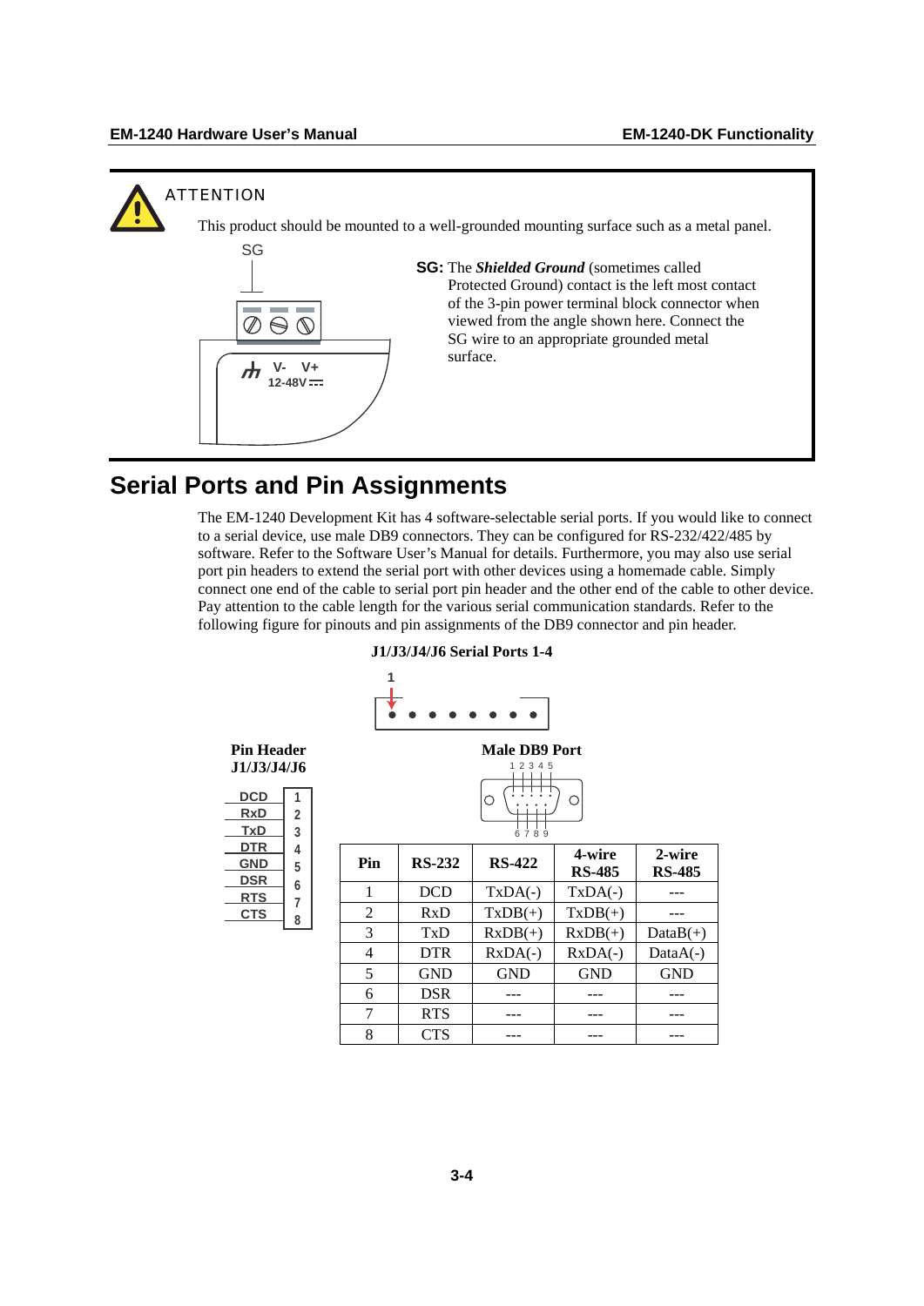ATTENTION

This product should be mounted to a well-grounded mounting surface such as a metal panel.

**SG:** The ***Shielded Ground*** (sometimes called Protected Ground) contact is the left most contact of the 3-pin power terminal block connector when viewed from the angle shown here. Connect the SG wire to an appropriate grounded metal surface.

## Serial Ports and Pin Assignments

The EM-1240 Development Kit has 4 software-selectable serial ports. If you would like to connect to a serial device, use male DB9 connectors. They can be configured for RS-232/422/485 by software. Refer to the Software User's Manual for details. Furthermore, you may also use serial port pin headers to extend the serial port with other devices using a homemade cable. Simply connect one end of the cable to serial port pin header and the other end of the cable to other device. Pay attention to the cable length for the various serial communication standards. Refer to the following figure for pinouts and pin assignments of the DB9 connector and pin header.

**J1/J3/J4/J6 Serial Ports 1-4**

**Pin Header J1/J3/J4/J6**

| Signal | Pin |
|---|---|
| DCD | 1 |
| RxD | 2 |
| TxD | 3 |
| DTR | 4 |
| GND | 5 |
| DSR | 6 |
| RTS | 7 |
| CTS | 8 |

**Male DB9 Port**

| Pin | RS-232 | RS-422 | 4-wire RS-485 | 2-wire RS-485 |
|---|---|---|---|---|
| 1 | DCD | TxDA(-) | TxDA(-) | --- |
| 2 | RxD | TxDB(+) | TxDB(+) | --- |
| 3 | TxD | RxDB(+) | RxDB(+) | DataB(+) |
| 4 | DTR | RxDA(-) | RxDA(-) | DataA(-) |
| 5 | GND | GND | GND | GND |
| 6 | DSR | --- | --- | --- |
| 7 | RTS | --- | --- | --- |
| 8 | CTS | --- | --- | --- |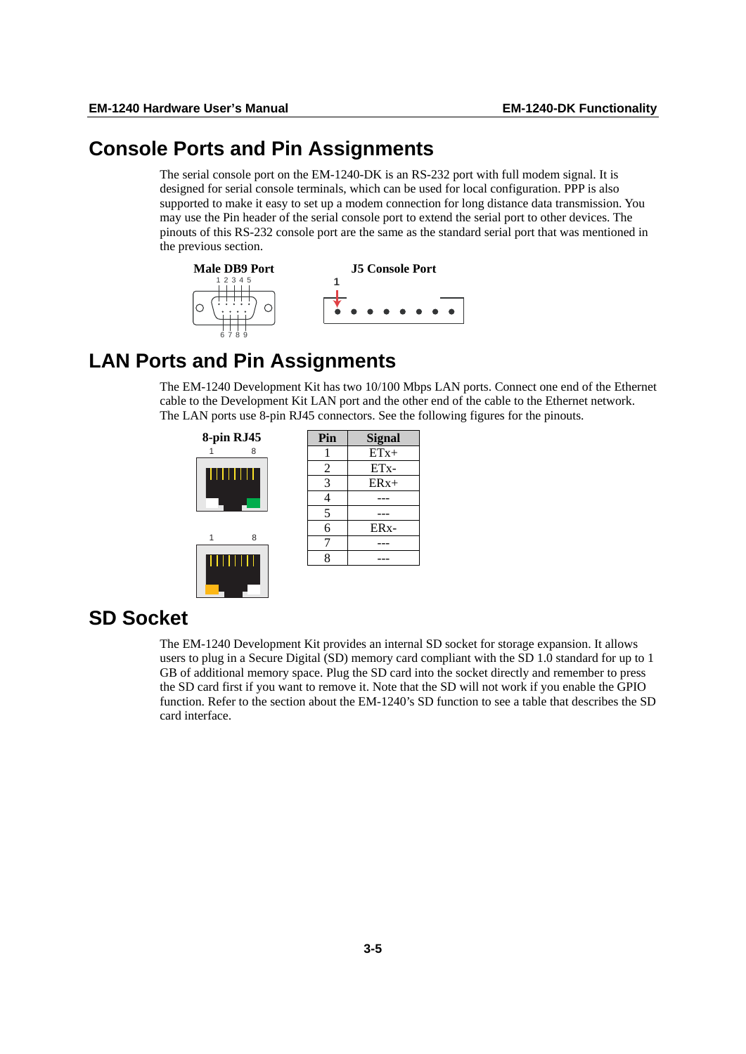# Console Ports and Pin Assignments

The serial console port on the EM-1240-DK is an RS-232 port with full modem signal. It is designed for serial console terminals, which can be used for local configuration. PPP is also supported to make it easy to set up a modem connection for long distance data transmission. You may use the Pin header of the serial console port to extend the serial port to other devices. The pinouts of this RS-232 console port are the same as the standard serial port that was mentioned in the previous section.

**Male DB9 Port** **J5 Console Port**

# LAN Ports and Pin Assignments

The EM-1240 Development Kit has two 10/100 Mbps LAN ports. Connect one end of the Ethernet cable to the Development Kit LAN port and the other end of the cable to the Ethernet network. The LAN ports use 8-pin RJ45 connectors. See the following figures for the pinouts.

**8-pin RJ45**

| Pin | Signal |
|---|---|
| 1 | ETx+ |
| 2 | ETx- |
| 3 | ERx+ |
| 4 | --- |
| 5 | --- |
| 6 | ERx- |
| 7 | --- |
| 8 | --- |

# SD Socket

The EM-1240 Development Kit provides an internal SD socket for storage expansion. It allows users to plug in a Secure Digital (SD) memory card compliant with the SD 1.0 standard for up to 1 GB of additional memory space. Plug the SD card into the socket directly and remember to press the SD card first if you want to remove it. Note that the SD will not work if you enable the GPIO function. Refer to the section about the EM-1240's SD function to see a table that describes the SD card interface.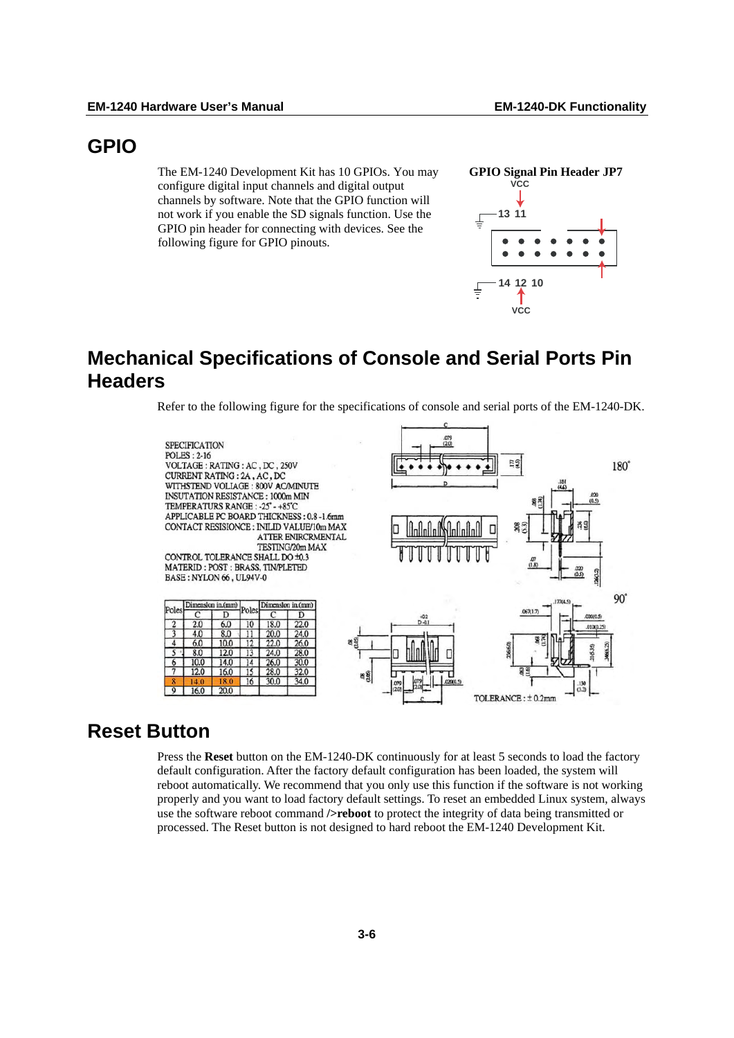## GPIO

The EM-1240 Development Kit has 10 GPIOs. You may configure digital input channels and digital output channels by software. Note that the GPIO function will not work if you enable the SD signals function. Use the GPIO pin header for connecting with devices. See the following figure for GPIO pinouts.

**GPIO Signal Pin Header JP7**

VCC

13 11

14 12 10

VCC

## Mechanical Specifications of Console and Serial Ports Pin Headers

Refer to the following figure for the specifications of console and serial ports of the EM-1240-DK.

SPECIFICATION
POLES : 2-16
VOLTAGE : RATING : AC , DC , 250V
CURRENT RATING : 2A , AC , DC
WITHSTEND VOLTAGE : 800V AC/MINUTE
INSUTATION RESISTANCE : 1000m MIN
TEMPERATURS RANGE : -25° - +85°C
APPLICABLE PC BOARD THICKNESS : 0.8 -1.6mm
CONTACT RESISIONCE : INILID VALUE/10m MAX
ATTER ENIRCRMENTAL TESTING/20m MAX
CONTROL TOLERANCE SHALL DO ±0.3
MATERID : POST : BRASS, TIN/PLETED
BASE : NYLON 66 , UL94V-0

| Poles | Dimension in.(mm) | | Poles | Dimension in.(mm) | |
|---|---|---|---|---|---|
| | C | D | | C | D |
| 2 | 2.0 | 6.0 | 10 | 18.0 | 22.0 |
| 3 | 4.0 | 8.0 | 11 | 20.0 | 24.0 |
| 4 | 6.0 | 10.0 | 12 | 22.0 | 26.0 |
| 5 | 8.0 | 12.0 | 13 | 24.0 | 28.0 |
| 6 | 10.0 | 14.0 | 14 | 26.0 | 30.0 |
| 7 | 12.0 | 16.0 | 15 | 28.0 | 32.0 |
| 8 | 14.0 | 18.0 | 16 | 30.0 | 34.0 |
| 9 | 16.0 | 20.0 | | | |

180°

90°

TOLERANCE : ± 0.2mm

## Reset Button

Press the **Reset** button on the EM-1240-DK continuously for at least 5 seconds to load the factory default configuration. After the factory default configuration has been loaded, the system will reboot automatically. We recommend that you only use this function if the software is not working properly and you want to load factory default settings. To reset an embedded Linux system, always use the software reboot command **/>reboot** to protect the integrity of data being transmitted or processed. The Reset button is not designed to hard reboot the EM-1240 Development Kit.